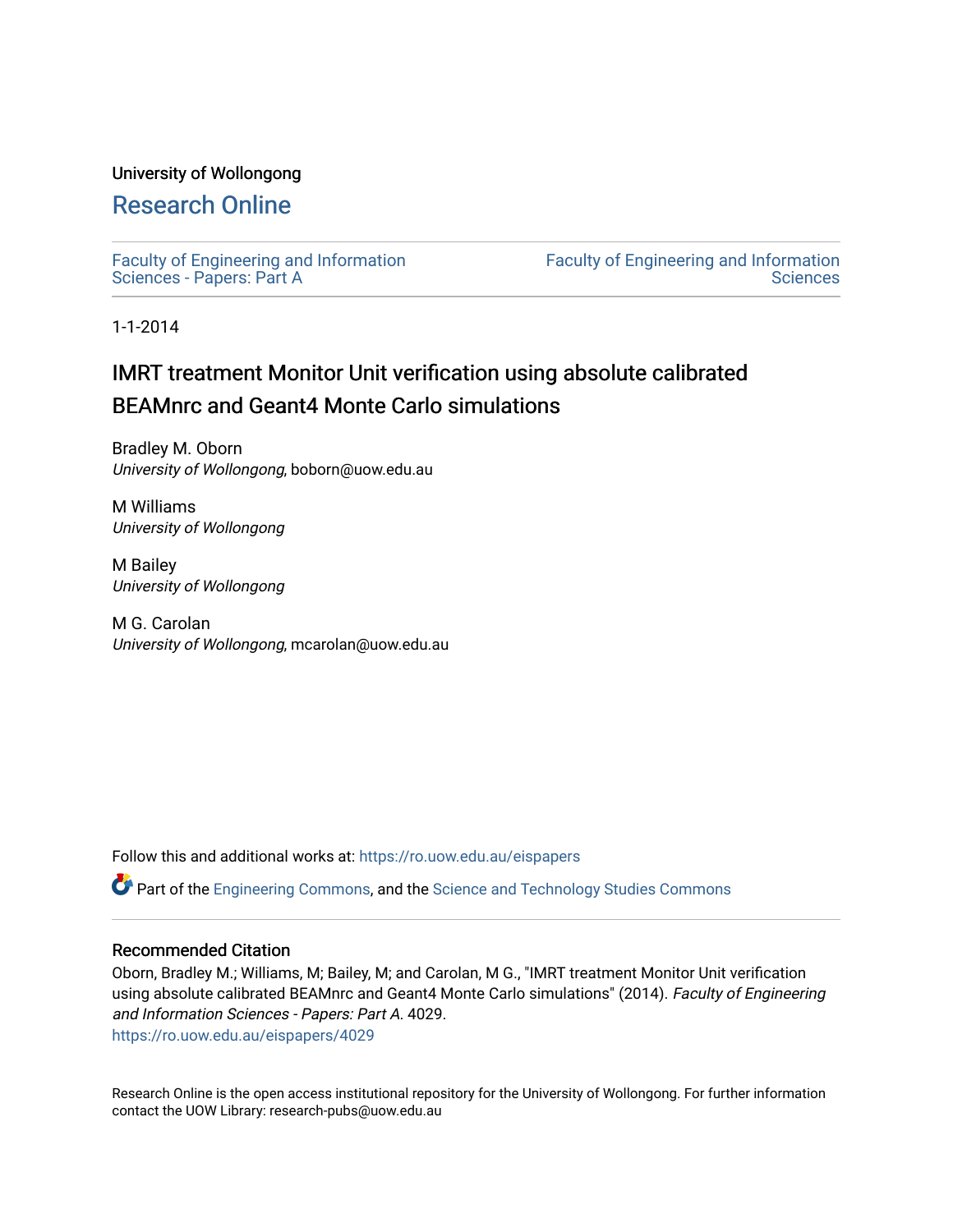University of Wollongong

# Research Online

Faculty of Engineering and Information Sciences - Papers: Part A

Faculty of Engineering and Information Sciences

1-1-2014

## IMRT treatment Monitor Unit verification using absolute calibrated BEAMnrc and Geant4 Monte Carlo simulations

Bradley M. Oborn
*University of Wollongong*, boborn@uow.edu.au

M Williams
*University of Wollongong*

M Bailey
*University of Wollongong*

M G. Carolan
*University of Wollongong*, mcarolan@uow.edu.au

Follow this and additional works at: https://ro.uow.edu.au/eispapers

Part of the Engineering Commons, and the Science and Technology Studies Commons

### Recommended Citation

Oborn, Bradley M.; Williams, M; Bailey, M; and Carolan, M G., "IMRT treatment Monitor Unit verification using absolute calibrated BEAMnrc and Geant4 Monte Carlo simulations" (2014). *Faculty of Engineering and Information Sciences - Papers: Part A*. 4029.
https://ro.uow.edu.au/eispapers/4029

Research Online is the open access institutional repository for the University of Wollongong. For further information contact the UOW Library: research-pubs@uow.edu.au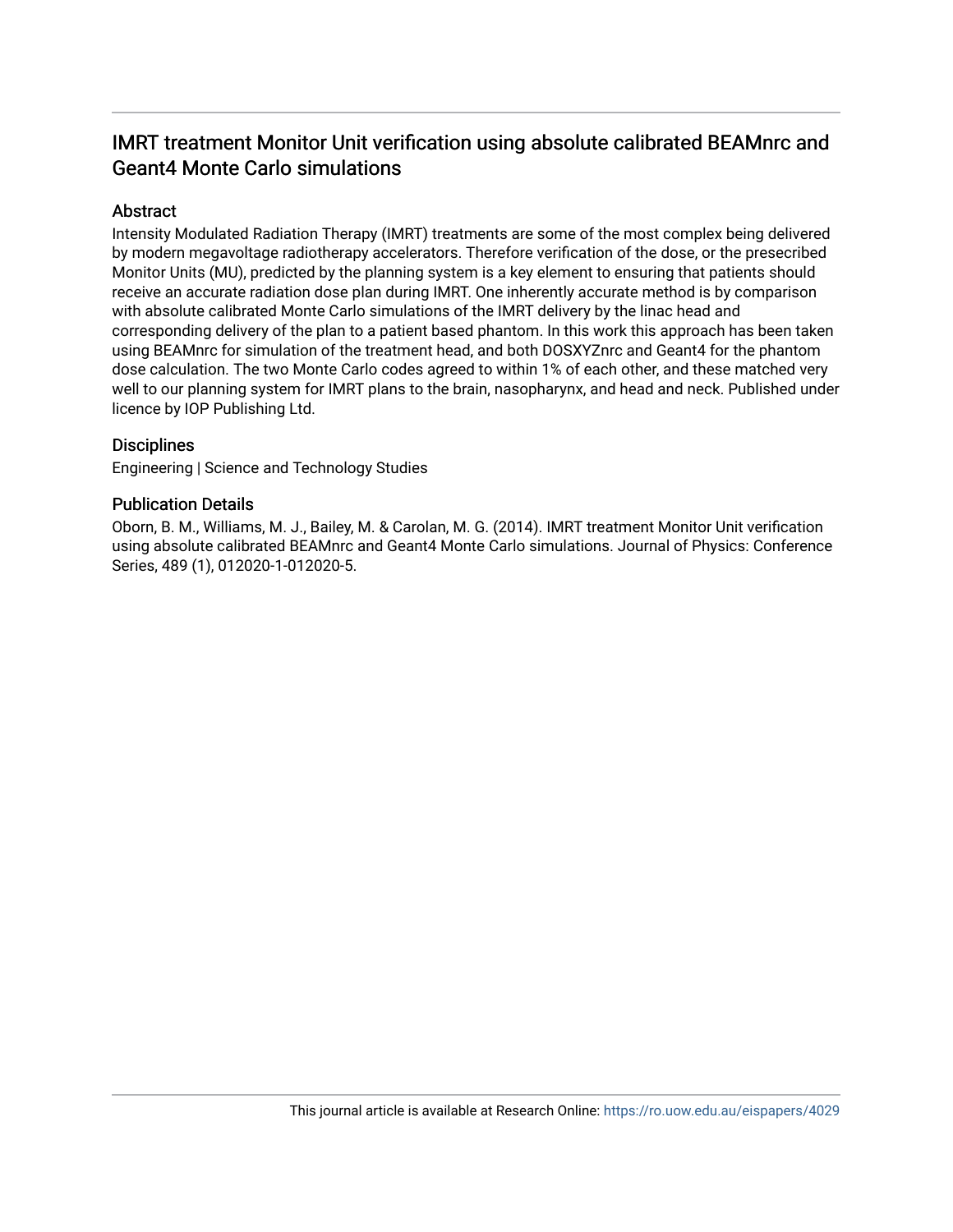# IMRT treatment Monitor Unit verification using absolute calibrated BEAMnrc and Geant4 Monte Carlo simulations

## Abstract

Intensity Modulated Radiation Therapy (IMRT) treatments are some of the most complex being delivered by modern megavoltage radiotherapy accelerators. Therefore verification of the dose, or the presecribed Monitor Units (MU), predicted by the planning system is a key element to ensuring that patients should receive an accurate radiation dose plan during IMRT. One inherently accurate method is by comparison with absolute calibrated Monte Carlo simulations of the IMRT delivery by the linac head and corresponding delivery of the plan to a patient based phantom. In this work this approach has been taken using BEAMnrc for simulation of the treatment head, and both DOSXYZnrc and Geant4 for the phantom dose calculation. The two Monte Carlo codes agreed to within 1% of each other, and these matched very well to our planning system for IMRT plans to the brain, nasopharynx, and head and neck. Published under licence by IOP Publishing Ltd.

## Disciplines

Engineering | Science and Technology Studies

## Publication Details

Oborn, B. M., Williams, M. J., Bailey, M. & Carolan, M. G. (2014). IMRT treatment Monitor Unit verification using absolute calibrated BEAMnrc and Geant4 Monte Carlo simulations. Journal of Physics: Conference Series, 489 (1), 012020-1-012020-5.

This journal article is available at Research Online: https://ro.uow.edu.au/eispapers/4029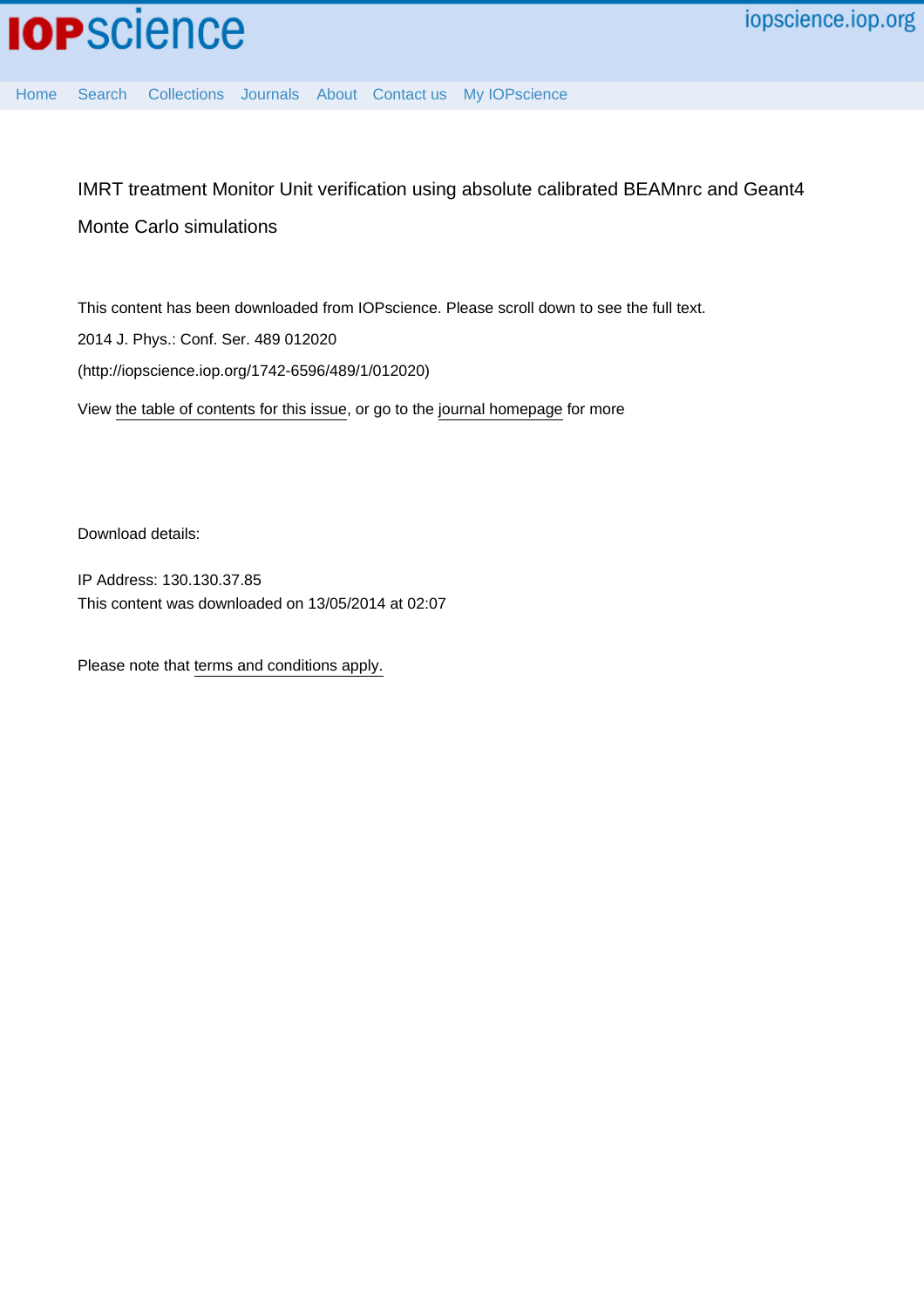IMRT treatment Monitor Unit verification using absolute calibrated BEAMnrc and Geant4 Monte Carlo simulations

This content has been downloaded from IOPscience. Please scroll down to see the full text.

2014 J. Phys.: Conf. Ser. 489 012020

(http://iopscience.iop.org/1742-6596/489/1/012020)

View the table of contents for this issue, or go to the journal homepage for more

Download details:

IP Address: 130.130.37.85

This content was downloaded on 13/05/2014 at 02:07

Please note that terms and conditions apply.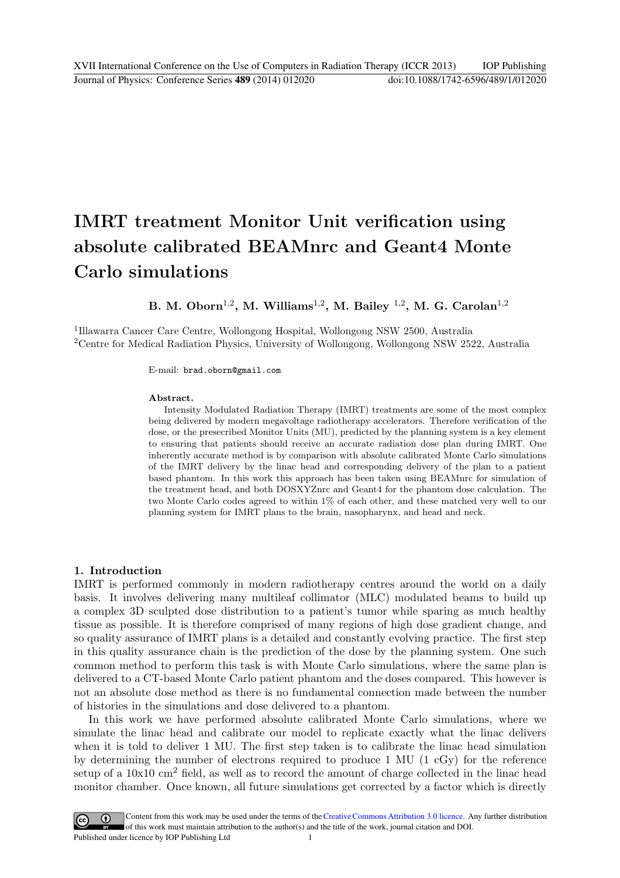# IMRT treatment Monitor Unit verification using absolute calibrated BEAMnrc and Geant4 Monte Carlo simulations

**B. M. Oborn[1,2], M. Williams[1,2], M. Bailey [1,2], M. G. Carolan[1,2]**

[1]Illawarra Cancer Care Centre, Wollongong Hospital, Wollongong NSW 2500, Australia
[2]Centre for Medical Radiation Physics, University of Wollongong, Wollongong NSW 2522, Australia

E-mail: brad.oborn@gmail.com

**Abstract.** Intensity Modulated Radiation Therapy (IMRT) treatments are some of the most complex being delivered by modern megavoltage radiotherapy accelerators. Therefore verification of the dose, or the presecribed Monitor Units (MU), predicted by the planning system is a key element to ensuring that patients should receive an accurate radiation dose plan during IMRT. One inherently accurate method is by comparison with absolute calibrated Monte Carlo simulations of the IMRT delivery by the linac head and corresponding delivery of the plan to a patient based phantom. In this work this approach has been taken using BEAMnrc for simulation of the treatment head, and both DOSXYZnrc and Geant4 for the phantom dose calculation. The two Monte Carlo codes agreed to within 1% of each other, and these matched very well to our planning system for IMRT plans to the brain, nasopharynx, and head and neck.

## 1. Introduction

IMRT is performed commonly in modern radiotherapy centres around the world on a daily basis. It involves delivering many multileaf collimator (MLC) modulated beams to build up a complex 3D sculpted dose distribution to a patient's tumor while sparing as much healthy tissue as possible. It is therefore comprised of many regions of high dose gradient change, and so quality assurance of IMRT plans is a detailed and constantly evolving practice. The first step in this quality assurance chain is the prediction of the dose by the planning system. One such common method to perform this task is with Monte Carlo simulations, where the same plan is delivered to a CT-based Monte Carlo patient phantom and the doses compared. This however is not an absolute dose method as there is no fundamental connection made between the number of histories in the simulations and dose delivered to a phantom.

In this work we have performed absolute calibrated Monte Carlo simulations, where we simulate the linac head and calibrate our model to replicate exactly what the linac delivers when it is told to deliver 1 MU. The first step taken is to calibrate the linac head simulation by determining the number of electrons required to produce 1 MU (1 cGy) for the reference setup of a 10x10 cm$^2$ field, as well as to record the amount of charge collected in the linac head monitor chamber. Once known, all future simulations get corrected by a factor which is directly

Content from this work may be used under the terms of the Creative Commons Attribution 3.0 licence. Any further distribution of this work must maintain attribution to the author(s) and the title of the work, journal citation and DOI.
Published under licence by IOP Publishing Ltd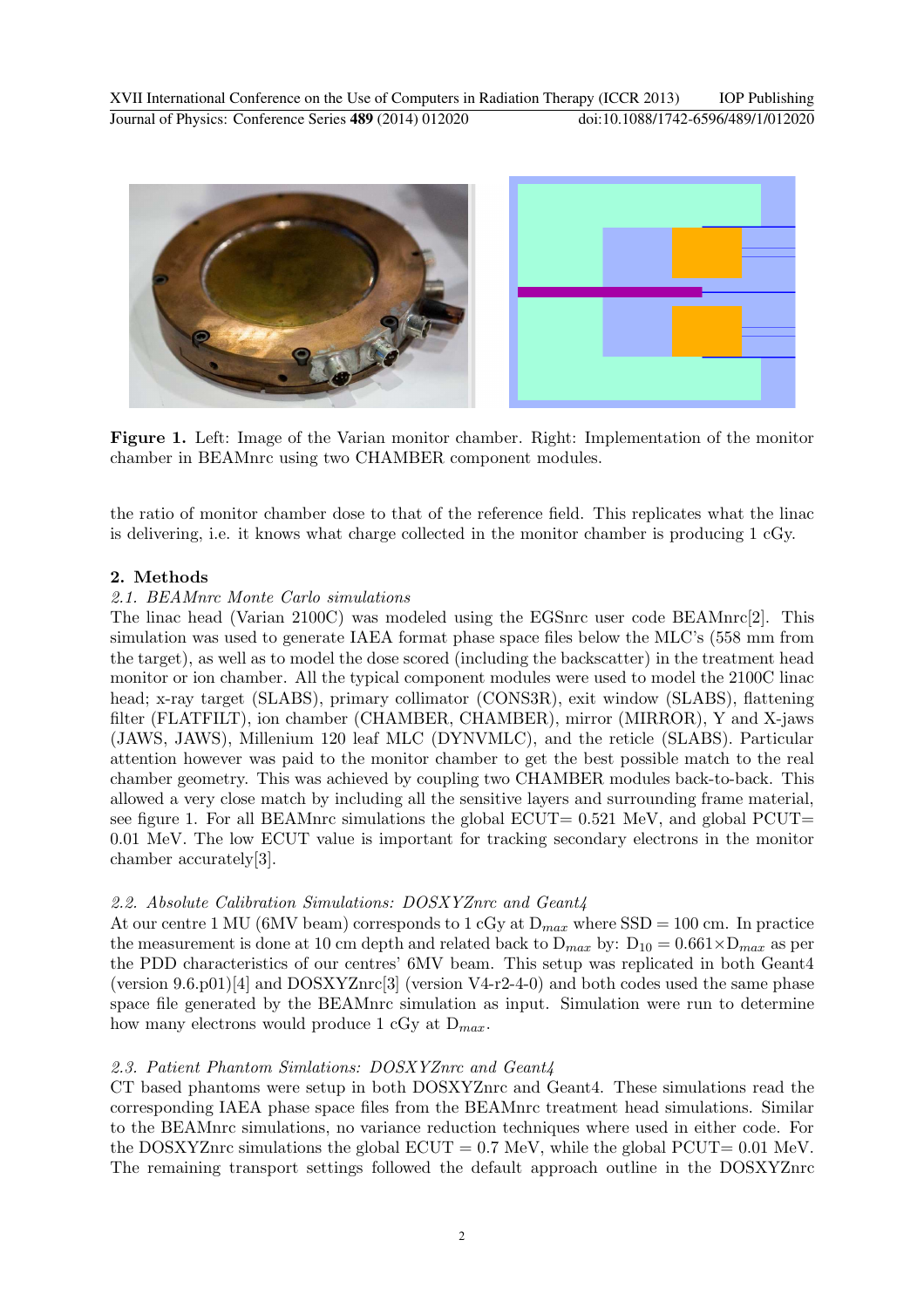**Figure 1.** Left: Image of the Varian monitor chamber. Right: Implementation of the monitor chamber in BEAMnrc using two CHAMBER component modules.

the ratio of monitor chamber dose to that of the reference field. This replicates what the linac is delivering, i.e. it knows what charge collected in the monitor chamber is producing 1 cGy.

## 2. Methods

### *2.1. BEAMnrc Monte Carlo simulations*

The linac head (Varian 2100C) was modeled using the EGSnrc user code BEAMnrc[2]. This simulation was used to generate IAEA format phase space files below the MLC's (558 mm from the target), as well as to model the dose scored (including the backscatter) in the treatment head monitor or ion chamber. All the typical component modules were used to model the 2100C linac head; x-ray target (SLABS), primary collimator (CONS3R), exit window (SLABS), flattening filter (FLATFILT), ion chamber (CHAMBER, CHAMBER), mirror (MIRROR), Y and X-jaws (JAWS, JAWS), Millenium 120 leaf MLC (DYNVMLC), and the reticle (SLABS). Particular attention however was paid to the monitor chamber to get the best possible match to the real chamber geometry. This was achieved by coupling two CHAMBER modules back-to-back. This allowed a very close match by including all the sensitive layers and surrounding frame material, see figure 1. For all BEAMnrc simulations the global ECUT= 0.521 MeV, and global PCUT= 0.01 MeV. The low ECUT value is important for tracking secondary electrons in the monitor chamber accurately[3].

### *2.2. Absolute Calibration Simulations: DOSXYZnrc and Geant4*

At our centre 1 MU (6MV beam) corresponds to 1 cGy at $D_{max}$ where SSD = 100 cm. In practice the measurement is done at 10 cm depth and related back to $D_{max}$ by: $D_{10} = 0.661 \times D_{max}$ as per the PDD characteristics of our centres' 6MV beam. This setup was replicated in both Geant4 (version 9.6.p01)[4] and DOSXYZnrc[3] (version V4-r2-4-0) and both codes used the same phase space file generated by the BEAMnrc simulation as input. Simulation were run to determine how many electrons would produce 1 cGy at $D_{max}$.

### *2.3. Patient Phantom Simlations: DOSXYZnrc and Geant4*

CT based phantoms were setup in both DOSXYZnrc and Geant4. These simulations read the corresponding IAEA phase space files from the BEAMnrc treatment head simulations. Similar to the BEAMnrc simulations, no variance reduction techniques where used in either code. For the DOSXYZnrc simulations the global ECUT = 0.7 MeV, while the global PCUT= 0.01 MeV. The remaining transport settings followed the default approach outline in the DOSXYZnrc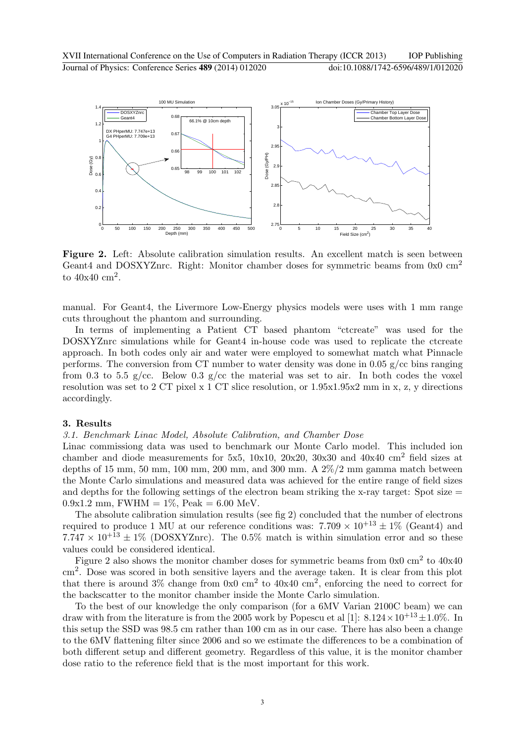**Figure 2.** Left: Absolute calibration simulation results. An excellent match is seen between Geant4 and DOSXYZnrc. Right: Monitor chamber doses for symmetric beams from 0x0 $cm^2$ to 40x40 $cm^2$.

manual. For Geant4, the Livermore Low-Energy physics models were uses with 1 mm range cuts throughout the phantom and surrounding.

In terms of implementing a Patient CT based phantom "ctcreate" was used for the DOSXYZnrc simulations while for Geant4 in-house code was used to replicate the ctcreate approach. In both codes only air and water were employed to somewhat match what Pinnacle performs. The conversion from CT number to water density was done in 0.05 g/cc bins ranging from 0.3 to 5.5 g/cc. Below 0.3 g/cc the material was set to air. In both codes the voxel resolution was set to 2 CT pixel x 1 CT slice resolution, or 1.95x1.95x2 mm in x, z, y directions accordingly.

## 3. Results

### *3.1. Benchmark Linac Model, Absolute Calibration, and Chamber Dose*

Linac commissiong data was used to benchmark our Monte Carlo model. This included ion chamber and diode measurements for 5x5, 10x10, 20x20, 30x30 and 40x40 $cm^2$ field sizes at depths of 15 mm, 50 mm, 100 mm, 200 mm, and 300 mm. A 2%/2 mm gamma match between the Monte Carlo simulations and measured data was achieved for the entire range of field sizes and depths for the following settings of the electron beam striking the x-ray target: Spot size = 0.9x1.2 mm, FWHM = 1%, Peak = 6.00 MeV.

The absolute calibration simulation results (see fig 2) concluded that the number of electrons required to produce 1 MU at our reference conditions was: $7.709 \times 10^{+13} \pm 1\%$ (Geant4) and $7.747 \times 10^{+13} \pm 1\%$ (DOSXYZnrc). The 0.5% match is within simulation error and so these values could be considered identical.

Figure 2 also shows the monitor chamber doses for symmetric beams from 0x0 $cm^2$ to 40x40 $cm^2$. Dose was scored in both sensitive layers and the average taken. It is clear from this plot that there is around 3% change from 0x0 $cm^2$ to 40x40 $cm^2$, enforcing the need to correct for the backscatter to the monitor chamber inside the Monte Carlo simulation.

To the best of our knowledge the only comparison (for a 6MV Varian 2100C beam) we can draw with from the literature is from the 2005 work by Popescu et al [1]: $8.124 \times 10^{+13} \pm 1.0\%$. In this setup the SSD was 98.5 cm rather than 100 cm as in our case. There has also been a change to the 6MV flattening filter since 2006 and so we estimate the differences to be a combination of both different setup and different geometry. Regardless of this value, it is the monitor chamber dose ratio to the reference field that is the most important for this work.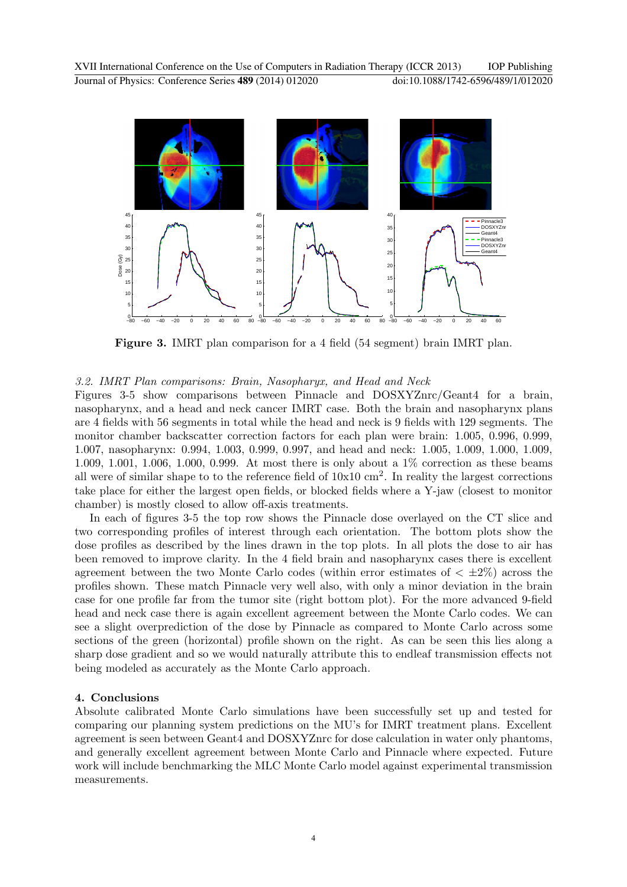**Figure 3.** IMRT plan comparison for a 4 field (54 segment) brain IMRT plan.

### 3.2. *IMRT Plan comparisons: Brain, Nasopharyx, and Head and Neck*

Figures 3-5 show comparisons between Pinnacle and DOSXYZnrc/Geant4 for a brain, nasopharynx, and a head and neck cancer IMRT case. Both the brain and nasopharynx plans are 4 fields with 56 segments in total while the head and neck is 9 fields with 129 segments. The monitor chamber backscatter correction factors for each plan were brain: 1.005, 0.996, 0.999, 1.007, nasopharynx: 0.994, 1.003, 0.999, 0.997, and head and neck: 1.005, 1.009, 1.000, 1.009, 1.009, 1.001, 1.006, 1.000, 0.999. At most there is only about a 1% correction as these beams all were of similar shape to to the reference field of 10x10 $cm^2$. In reality the largest corrections take place for either the largest open fields, or blocked fields where a Y-jaw (closest to monitor chamber) is mostly closed to allow off-axis treatments.

In each of figures 3-5 the top row shows the Pinnacle dose overlayed on the CT slice and two corresponding profiles of interest through each orientation. The bottom plots show the dose profiles as described by the lines drawn in the top plots. In all plots the dose to air has been removed to improve clarity. In the 4 field brain and nasopharynx cases there is excellent agreement between the two Monte Carlo codes (within error estimates of $< \pm 2\%$) across the profiles shown. These match Pinnacle very well also, with only a minor deviation in the brain case for one profile far from the tumor site (right bottom plot). For the more advanced 9-field head and neck case there is again excellent agreement between the Monte Carlo codes. We can see a slight overprediction of the dose by Pinnacle as compared to Monte Carlo across some sections of the green (horizontal) profile shown on the right. As can be seen this lies along a sharp dose gradient and so we would naturally attribute this to endleaf transmission effects not being modeled as accurately as the Monte Carlo approach.

## 4. Conclusions

Absolute calibrated Monte Carlo simulations have been successfully set up and tested for comparing our planning system predictions on the MU's for IMRT treatment plans. Excellent agreement is seen between Geant4 and DOSXYZnrc for dose calculation in water only phantoms, and generally excellent agreement between Monte Carlo and Pinnacle where expected. Future work will include benchmarking the MLC Monte Carlo model against experimental transmission measurements.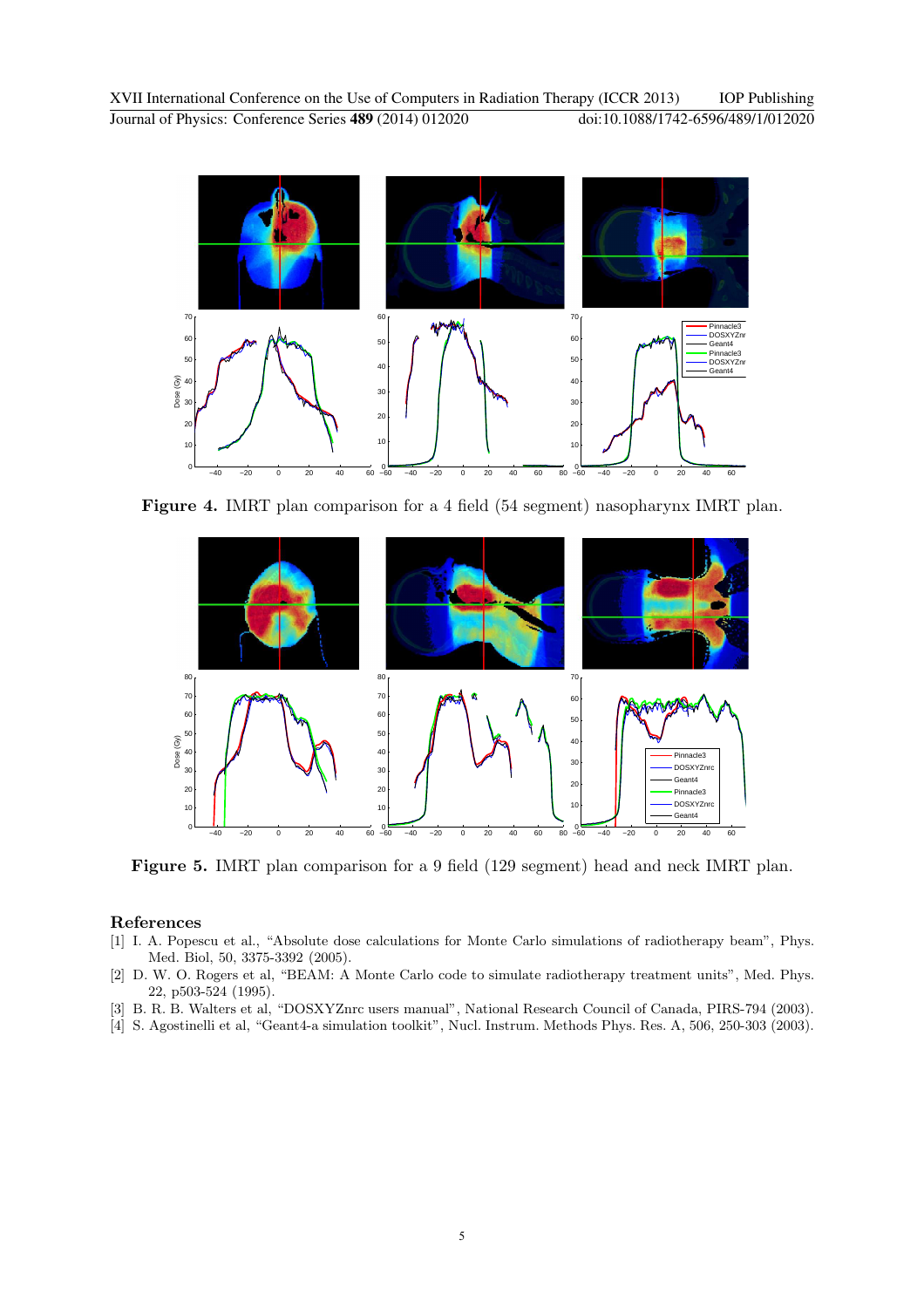Dose (Gy)

70 60 50 40 30 20 10 0

−40 −20 0 20 40 60

60 50 40 30 20 10 0

−60 −40 −20 0 20 40 60 80

70 60 50 40 30 20 10 0

−60 −40 −20 0 20 40 60

Pinnacle3
DOSXYZnr
Geant4
Pinnacle3
DOSXYZnr
Geant4

**Figure 4.** IMRT plan comparison for a 4 field (54 segment) nasopharynx IMRT plan.

Dose (Gy)

80 70 60 50 40 30 20 10 0

−40 −20 0 20 40 60

80 70 60 50 40 30 20 10 0

−60 −40 −20 0 20 40 60 80

70 60 50 40 30 20 10 0

−60 −40 −20 0 20 40 60

Pinnacle3
DOSXYZnrc
Geant4
Pinnacle3
DOSXYZnrc
Geant4

**Figure 5.** IMRT plan comparison for a 9 field (129 segment) head and neck IMRT plan.

## References

[1] I. A. Popescu et al., "Absolute dose calculations for Monte Carlo simulations of radiotherapy beam", Phys. Med. Biol, 50, 3375-3392 (2005).

[2] D. W. O. Rogers et al, "BEAM: A Monte Carlo code to simulate radiotherapy treatment units", Med. Phys. 22, p503-524 (1995).

[3] B. R. B. Walters et al, "DOSXYZnrc users manual", National Research Council of Canada, PIRS-794 (2003).

[4] S. Agostinelli et al, "Geant4-a simulation toolkit", Nucl. Instrum. Methods Phys. Res. A, 506, 250-303 (2003).